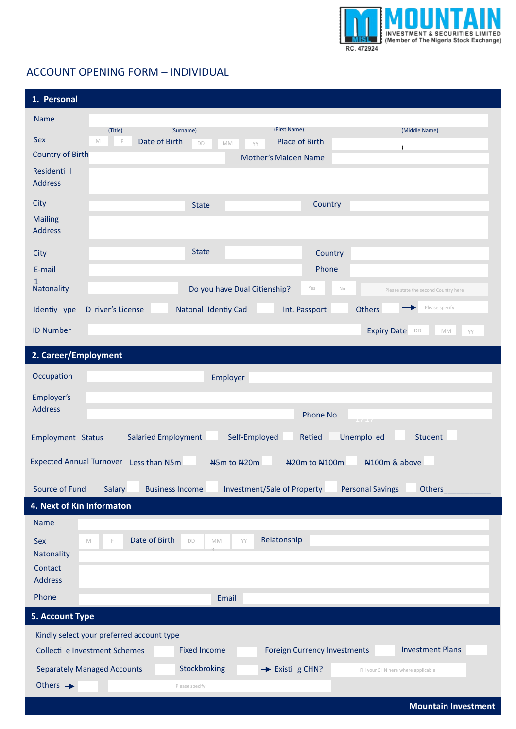MOUNTAIN
INVESTMENT & SECURITIES LIMITED
(Member of The Nigeria Stock Exchange)
RC. 472924

# ACCOUNT OPENING FORM – INDIVIDUAL

## 1. Personal

Name
(Title) (Surname) (First Name) (Middle Name)

Sex M F Date of Birth DD MM YY Place of Birth

Country of Birth Mother's Maiden Name

Residenti l Address

City State Country

Mailing Address

City State Country

E-mail Phone

Natonality Do you have Dual Citienship? Yes No Please state the second Country here

Identiy ype D river's License Natonal Identiy Cad Int. Passport Others → Please specify

ID Number Expiry Date DD MM YY

## 2. Career/Employment

Occupation Employer

Employer's Address Phone No.

Employment Status Salaried Employment Self-Employed Retied Unemplo ed Student

Expected Annual Turnover Less than N5m ₦5m to ₦20m ₦20m to ₦100m ₦100m & above

Source of Fund Salary Business Income Investment/Sale of Property Personal Savings Others___________

## 4. Next of Kin Informaton

Name

Sex M F Date of Birth DD MM YY Relatonship

Natonality

Contact Address

Phone Email

## 5. Account Type

Kindly select your preferred account type

Collecti e Investment Schemes Fixed Income Foreign Currency Investments Investment Plans

Separately Managed Accounts Stockbroking → Existi g CHN? Fill your CHN here where applicable

Others → Please specify

Mountain Investment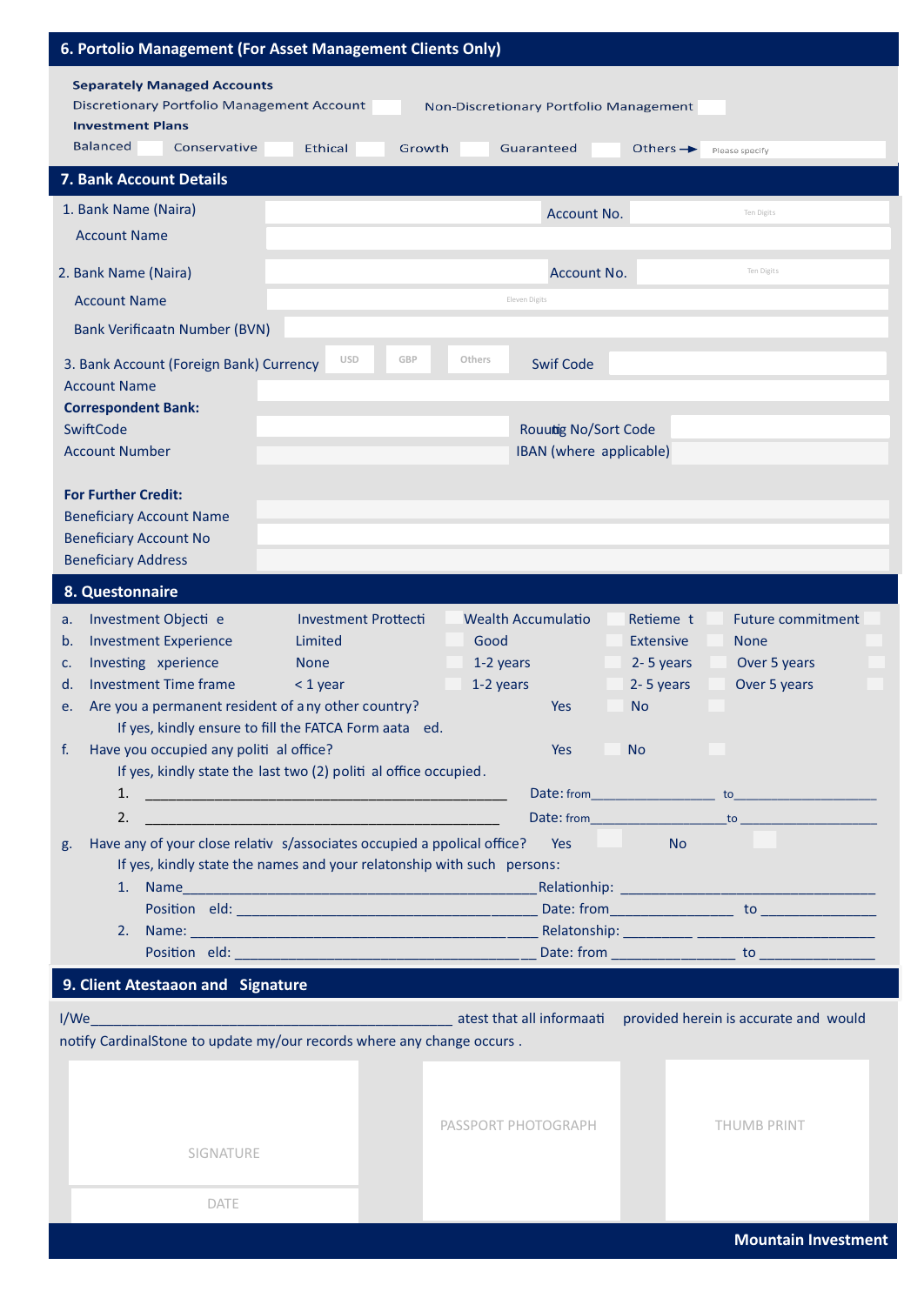## 6. Portolio Management (For Asset Management Clients Only)

**Separately Managed Accounts**

Discretionary Portfolio Management Account ☐ Non-Discretionary Portfolio Management ☐

**Investment Plans**

Balanced ☐ Conservative ☐ Ethical ☐ Growth ☐ Guaranteed ☐ Others → Please specify

## 7. Bank Account Details

1. Bank Name (Naira) ______ Account No. ______ (Ten Digits)
   Account Name ______

2. Bank Name (Naira) ______ Account No. ______ (Ten Digits)
   Account Name ______ (Eleven Digits)
   Bank Verificaatn Number (BVN) ______

3. Bank Account (Foreign Bank) Currency: USD GBP Others Swif Code ______
   Account Name ______

**Correspondent Bank:**

SwiftCode ______ Rouuıtg No/Sort Code ______

Account Number ______ IBAN (where applicable) ______

**For Further Credit:**

Beneficiary Account Name ______

Beneficiary Account No ______

Beneficiary Address ______

## 8. Questionnaire

| | | | | | |
|---|---|---|---|---|---|
| a. | Investment Objecti e | Investment Prottecti ☐ | Wealth Accumulatio ☐ | Retieme t ☐ | Future commitment ☐ |
| b. | Investment Experience | Limited ☐ | Good ☐ | Extensive ☐ | None ☐ |
| c. | Investing xperience | None ☐ | 1-2 years ☐ | 2- 5 years ☐ | Over 5 years ☐ |
| d. | Investment Time frame | < 1 year ☐ | 1-2 years ☐ | 2- 5 years ☐ | Over 5 years ☐ |

e. Are you a permanent resident of any other country? Yes ☐ No ☐

If yes, kindly ensure to fill the FATCA Form aata ed.

f. Have you occupied any politi al office? Yes ☐ No ☐

If yes, kindly state the last two (2) politi al office occupied.

1. ______________________ Date: from__________ to__________
2. ______________________ Date: from__________ to__________

g. Have any of your close relativ s/associates occupied a ppolical office? Yes ☐ No ☐

If yes, kindly state the names and your relatonship with such persons:

1. Name______________________ Relatonship: ______________________
   Position eld: ______________________ Date: from__________ to __________
2. Name: ______________________ Relatonship: ______________________
   Position eld: ______________________ Date: from __________ to __________

## 9. Client Atestaaon and Signature

I/We______________________________ atest that all informaati provided herein is accurate and would notify CardinalStone to update my/our records where any change occurs .

SIGNATURE

DATE

PASSPORT PHOTOGRAPH

THUMB PRINT

**Mountain Investment**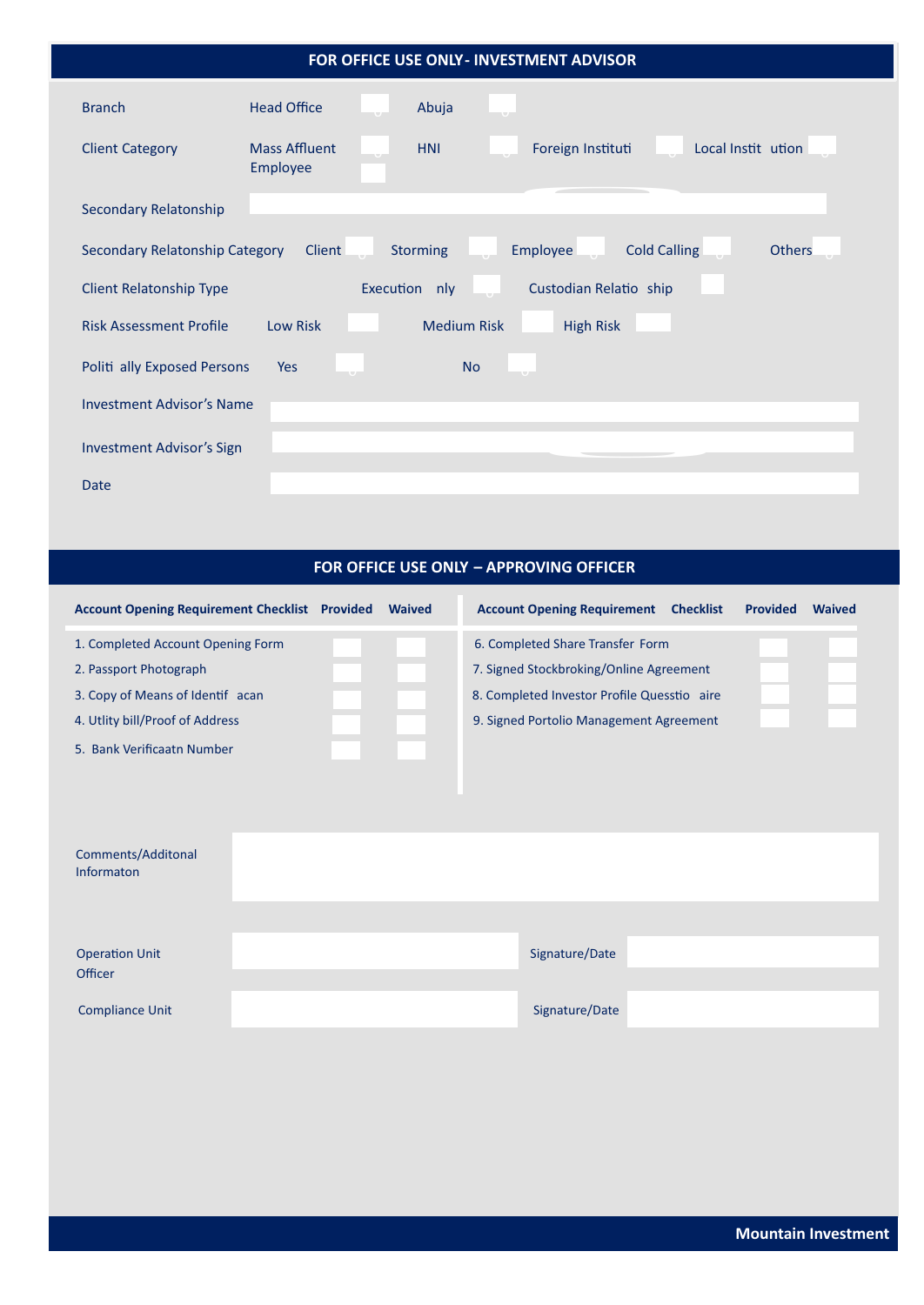## FOR OFFICE USE ONLY- INVESTMENT ADVISOR

| | | | | | | | | | |
|---|---|---|---|---|---|---|---|---|---|
| Branch | Head Office | | Abuja | | | | | | |
| Client Category | Mass Affluent | | HNI | | Foreign Instituti | | Local Instit ution | | |
| | Employee | | | | | | | | |
| Secondary Relatonship | | | | | | | | | |
| Secondary Relatonship Category | Client | | Storming | | Employee | | Cold Calling | | Others |
| Client Relatonship Type | Execution nly | | Custodian Relatio ship | | | | | | |
| Risk Assessment Profile | Low Risk | | Medium Risk | | High Risk | | | | |
| Politi ally Exposed Persons | Yes | | No | | | | | | |
| Investment Advisor's Name | | | | | | | | | |
| Investment Advisor's Sign | | | | | | | | | |
| Date | | | | | | | | | |

## FOR OFFICE USE ONLY – APPROVING OFFICER

| Account Opening Requirement Checklist | Provided | Waived | Account Opening Requirement Checklist | Provided | Waived |
|---|---|---|---|---|---|
| 1. Completed Account Opening Form | | | 6. Completed Share Transfer Form | | |
| 2. Passport Photograph | | | 7. Signed Stockbroking/Online Agreement | | |
| 3. Copy of Means of Identif acan | | | 8. Completed Investor Profile Questio aire | | |
| 4. Utlity bill/Proof of Address | | | 9. Signed Portolio Management Agreement | | |
| 5. Bank Verificaatn Number | | | | | |

Comments/Additonal Informaton

| | | | |
|---|---|---|---|
| Operation Unit Officer | | Signature/Date | |
| Compliance Unit | | Signature/Date | |

Mountain Investment